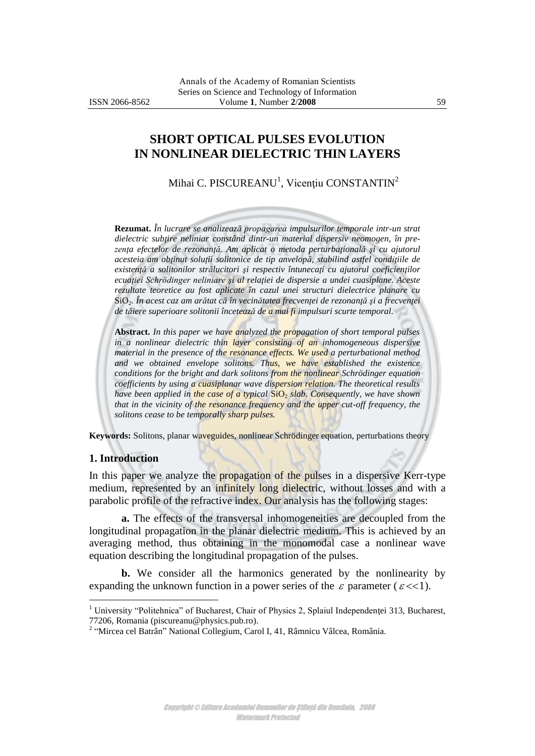# SHORT OPTICAL PULSES EVOLUTION IN NONLINEAR DIELECTRIC THIN LAYERS

Mihai C. PISCUREANU[1], Vicenţiu CONSTANTIN[2]

**Rezumat.** *În lucrare se analizează propagarea impulsurilor temporale intr-un strat dielectric subţire neliniar constând dintr-un material dispersiv neomogen, în prezenţa efectelor de rezonanţă. Am aplicat o metoda perturbaţională şi cu ajutorul acesteia am obţinut soluţii solitonice de tip anvelopă, stabilind astfel condiţiile de existenţă a solitonilor strălucitori şi respectiv întunecaţi cu ajutorul coeficienţilor ecuaţiei Schrödinger neliniare şi al relaţiei de dispersie a undei cuasiplane. Aceste rezultate teoretice au fost aplicate în cazul unei structuri dielectrice planare cu* $SiO_2$*. În acest caz am arătat că în vecinătatea frecvenţei de rezonanţă şi a frecvenţei de tăiere superioare solitonii încetează de a mai fi impulsuri scurte temporal.*

**Abstract.** *In this paper we have analyzed the propagation of short temporal pulses in a nonlinear dielectric thin layer consisting of an inhomogeneous dispersive material in the presence of the resonance effects. We used a perturbational method and we obtained envelope solitons. Thus, we have established the existence conditions for the bright and dark solitons from the nonlinear Schrödinger equation coefficients by using a cuasiplanar wave dispersion relation. The theoretical results have been applied in the case of a typical* $SiO_2$ *slab. Consequently, we have shown that in the vicinity of the resonance frequency and the upper cut-off frequency, the solitons cease to be temporally sharp pulses.*

**Keywords:** Solitons, planar waveguides, nonlinear Schrödinger equation, perturbations theory

## 1. Introduction

In this paper we analyze the propagation of the pulses in a dispersive Kerr-type medium, represented by an infinitely long dielectric, without losses and with a parabolic profile of the refractive index. Our analysis has the following stages:

**a.** The effects of the transversal inhomogeneities are decoupled from the longitudinal propagation in the planar dielectric medium. This is achieved by an averaging method, thus obtaining in the monomodal case a nonlinear wave equation describing the longitudinal propagation of the pulses.

**b.** We consider all the harmonics generated by the nonlinearity by expanding the unknown function in a power series of the $\varepsilon$ parameter ($\varepsilon \ll 1$).

[1] University "Politehnica" of Bucharest, Chair of Physics 2, Splaiul Independenţei 313, Bucharest, 77206, Romania (piscureanu@physics.pub.ro).

[2] "Mircea cel Batrân" National Collegium, Carol I, 41, Râmnicu Vâlcea, România.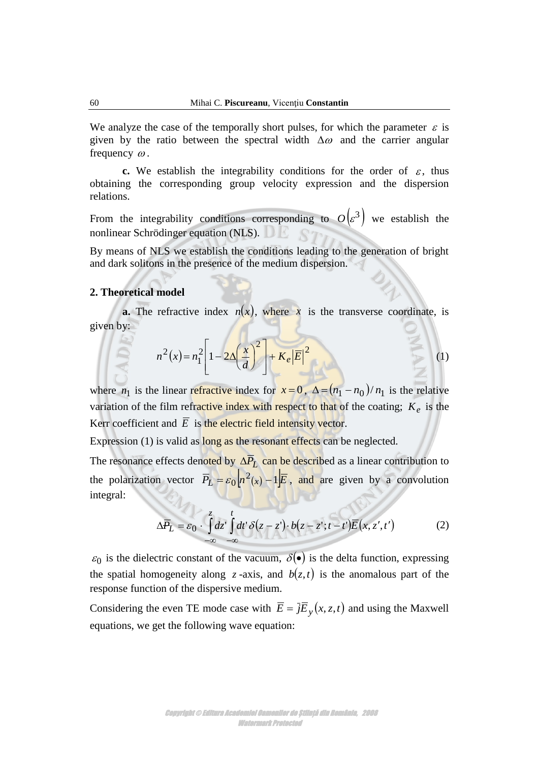We analyze the case of the temporally short pulses, for which the parameter $\varepsilon$ is given by the ratio between the spectral width $\Delta\omega$ and the carrier angular frequency $\omega$.

**c.** We establish the integrability conditions for the order of $\varepsilon$, thus obtaining the corresponding group velocity expression and the dispersion relations.

From the integrability conditions corresponding to $O\left(\varepsilon^3\right)$ we establish the nonlinear Schrödinger equation (NLS).

By means of NLS we establish the conditions leading to the generation of bright and dark solitons in the presence of the medium dispersion.

## 2. Theoretical model

**a.** The refractive index $n(x)$, where $x$ is the transverse coordinate, is given by:

$$n^2(x) = n_1^2\left[1 - 2\Delta\left(\frac{x}{d}\right)^2\right] + K_e\left|\overline{E}\right|^2 \tag{1}$$

where $n_1$ is the linear refractive index for $x = 0$, $\Delta = (n_1 - n_0)/n_1$ is the relative variation of the film refractive index with respect to that of the coating; $K_e$ is the Kerr coefficient and $\overline{E}$ is the electric field intensity vector.

Expression (1) is valid as long as the resonant effects can be neglected.

The resonance effects denoted by $\Delta\overline{P}_L$ can be described as a linear contribution to the polarization vector $\overline{P}_L = \varepsilon_0\left[n^2(x) - 1\right]\overline{E}$, and are given by a convolution integral:

$$\Delta\overline{P}_L = \varepsilon_0 \cdot \int_{-\infty}^{z} dz' \int_{-\infty}^{t} dt'\, \delta(z - z') \cdot b(z - z'; t - t')\overline{E}(x, z', t') \tag{2}$$

$\varepsilon_0$ is the dielectric constant of the vacuum, $\delta(\bullet)$ is the delta function, expressing the spatial homogeneity along $z$-axis, and $b(z,t)$ is the anomalous part of the response function of the dispersive medium.

Considering the even TE mode case with $\overline{E} = \bar{j}\overline{E}_y(x,z,t)$ and using the Maxwell equations, we get the following wave equation: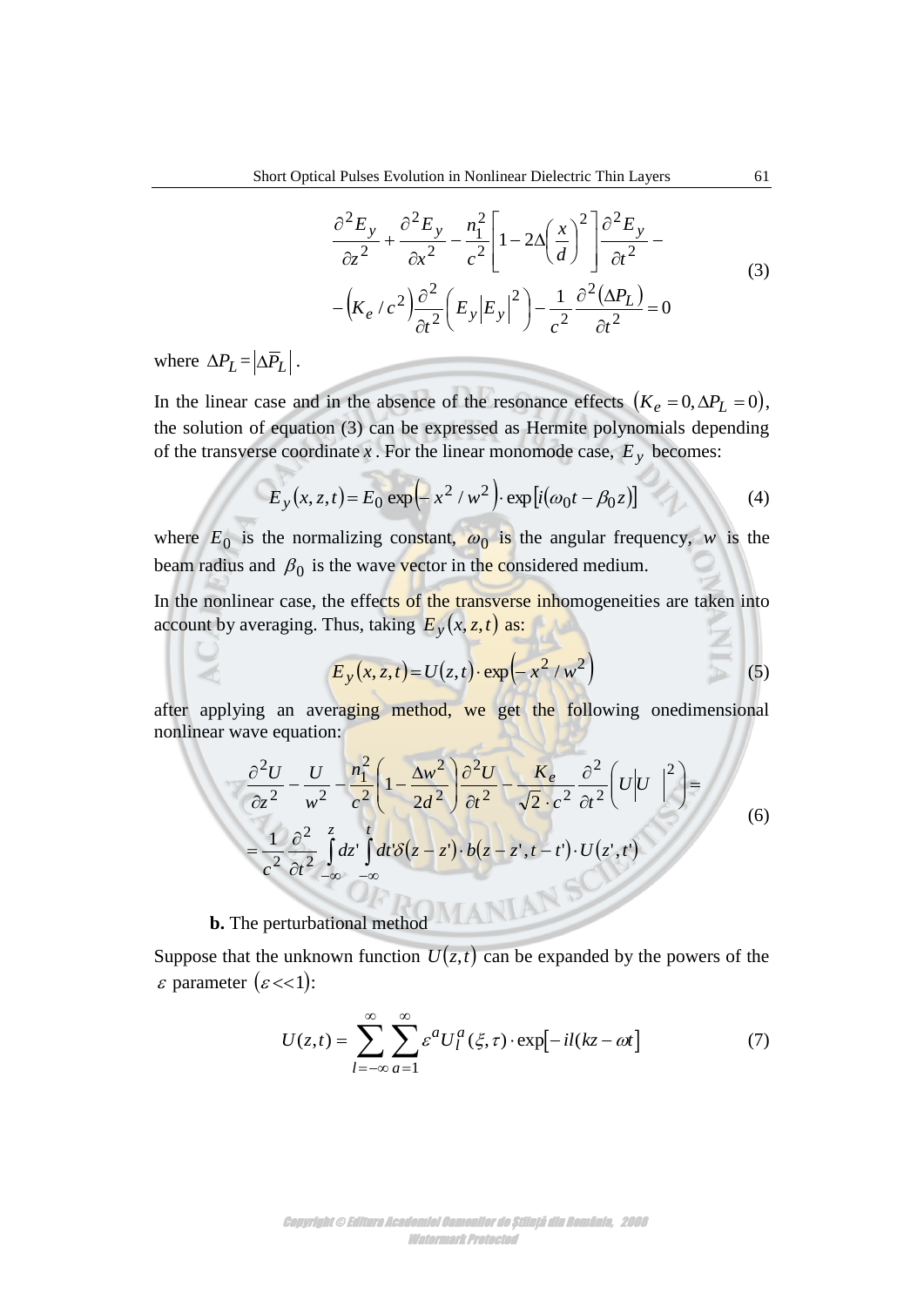$$\frac{\partial^2 E_y}{\partial z^2} + \frac{\partial^2 E_y}{\partial x^2} - \frac{n_1^2}{c^2}\left[1 - 2\Delta\left(\frac{x}{d}\right)^2\right]\frac{\partial^2 E_y}{\partial t^2} - \\ -\left(K_e / c^2\right)\frac{\partial^2}{\partial t^2}\left(E_y\left|E_y\right|^2\right) - \frac{1}{c^2}\frac{\partial^2(\Delta P_L)}{\partial t^2} = 0 \tag{3}$$

where $\Delta P_L = \left|\Delta \overline{P}_L\right|$.

In the linear case and in the absence of the resonance effects $(K_e = 0, \Delta P_L = 0)$, the solution of equation (3) can be expressed as Hermite polynomials depending of the transverse coordinate $x$. For the linear monomode case, $E_y$ becomes:

$$E_y(x,z,t) = E_0 \exp\left(-x^2 / w^2\right) \cdot \exp\left[i(\omega_0 t - \beta_0 z)\right] \tag{4}$$

where $E_0$ is the normalizing constant, $\omega_0$ is the angular frequency, $w$ is the beam radius and $\beta_0$ is the wave vector in the considered medium.

In the nonlinear case, the effects of the transverse inhomogeneities are taken into account by averaging. Thus, taking $E_y(x,z,t)$ as:

$$E_y(x,z,t) = U(z,t) \cdot \exp\left(-x^2 / w^2\right) \tag{5}$$

after applying an averaging method, we get the following onedimensional nonlinear wave equation:

$$\frac{\partial^2 U}{\partial z^2} - \frac{U}{w^2} - \frac{n_1^2}{c^2}\left(1 - \frac{\Delta w^2}{2d^2}\right)\frac{\partial^2 U}{\partial t^2} - \frac{K_e}{\sqrt{2}\cdot c^2}\frac{\partial^2}{\partial t^2}\left(U\left|U\right|^2\right) = \\ = \frac{1}{c^2}\frac{\partial^2}{\partial t^2}\int_{-\infty}^{z} dz' \int_{-\infty}^{t} dt' \delta(z - z') \cdot b(z - z', t - t') \cdot U(z', t') \tag{6}$$

**b.** The perturbational method

Suppose that the unknown function $U(z,t)$ can be expanded by the powers of the $\varepsilon$ parameter $(\varepsilon << 1)$:

$$U(z,t) = \sum_{l=-\infty}^{\infty}\sum_{a=1}^{\infty} \varepsilon^a U_l^a(\xi,\tau) \cdot \exp\left[-il(kz - \omega t\right] \tag{7}$$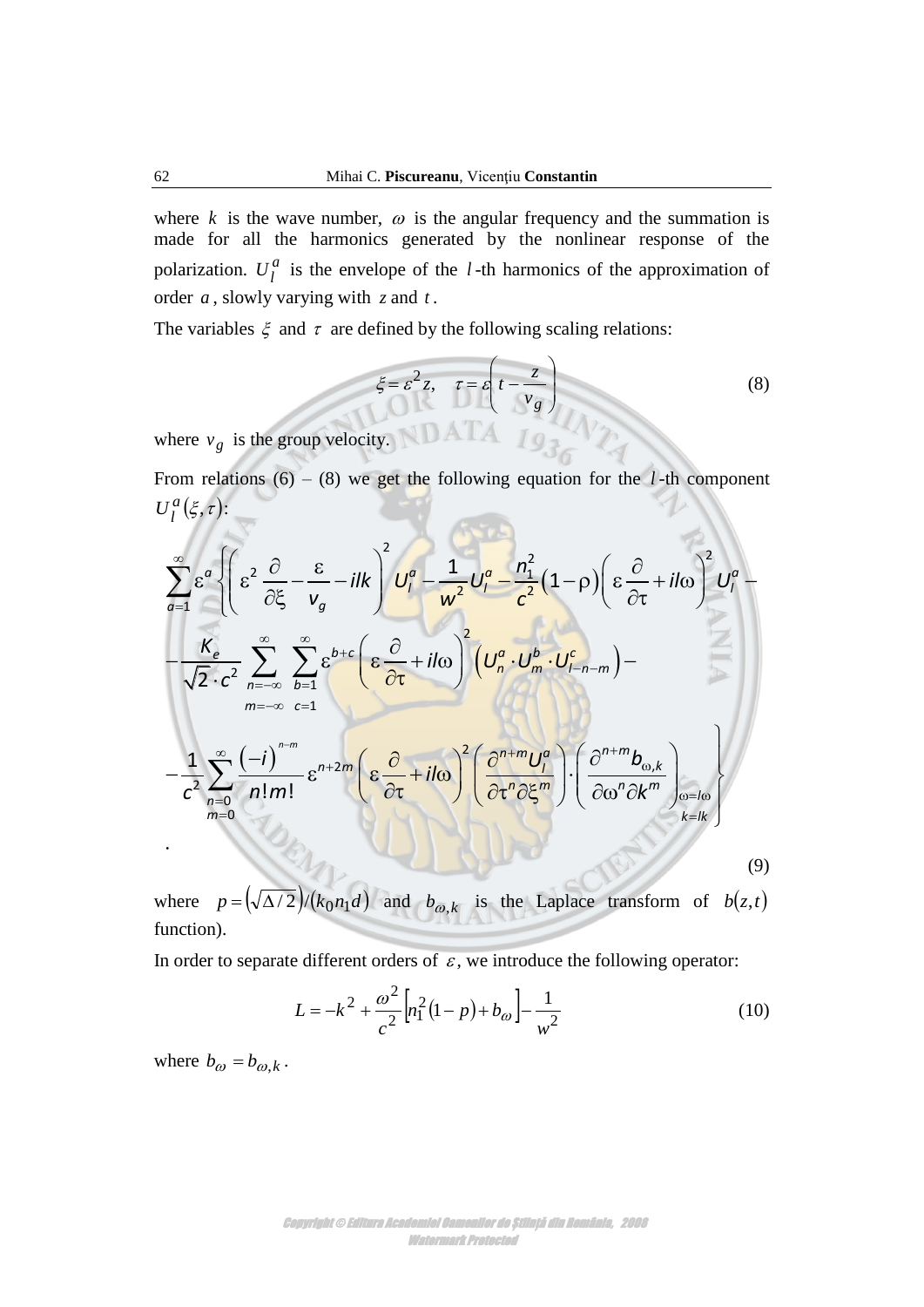where $k$ is the wave number, $\omega$ is the angular frequency and the summation is made for all the harmonics generated by the nonlinear response of the polarization. $U_l^a$ is the envelope of the $l$-th harmonics of the approximation of order $a$, slowly varying with $z$ and $t$.

The variables $\xi$ and $\tau$ are defined by the following scaling relations:

$$\xi = \varepsilon^2 z, \quad \tau = \varepsilon \left( t - \frac{z}{v_g} \right) \tag{8}$$

where $v_g$ is the group velocity.

From relations (6) – (8) we get the following equation for the $l$-th component $U_l^a(\xi, \tau)$:

$$\sum_{a=1}^{\infty} \varepsilon^a \left\{ \left( \varepsilon^2 \frac{\partial}{\partial \xi} - \frac{\varepsilon}{v_g} - ilk \right)^2 U_l^a - \frac{1}{w^2} U_l^a - \frac{n_1^2}{c^2} (1 - \rho) \left( \varepsilon \frac{\partial}{\partial \tau} + il\omega \right)^2 U_l^a - \right.$$

$$- \frac{K_e}{\sqrt{2} \cdot c^2} \sum_{\substack{n=-\infty \\ m=-\infty}}^{\infty} \sum_{\substack{b=1 \\ c=1}}^{\infty} \varepsilon^{b+c} \left( \varepsilon \frac{\partial}{\partial \tau} + il\omega \right)^2 \left( U_n^a \cdot U_m^b \cdot U_{l-n-m}^c \right) -$$

$$\left. - \frac{1}{c^2} \sum_{\substack{n=0 \\ m=0}}^{\infty} \frac{(-i)^{n-m}}{n! m!} \varepsilon^{n+2m} \left( \varepsilon \frac{\partial}{\partial \tau} + il\omega \right)^2 \left( \frac{\partial^{n+m} U_l^a}{\partial \tau^n \partial \xi^m} \right) \cdot \left( \frac{\partial^{n+m} b_{\omega,k}}{\partial \omega^n \partial k^m} \right)_{\substack{\omega = l\omega \\ k = lk}} \right\}$$

. (9)

where $p = \left(\sqrt{\Delta/2}\right) / (k_0 n_1 d)$ and $b_{\omega,k}$ is the Laplace transform of $b(z,t)$ function).

In order to separate different orders of $\varepsilon$, we introduce the following operator:

$$L = -k^2 + \frac{\omega^2}{c^2} \left[ n_1^2 (1 - p) + b_\omega \right] - \frac{1}{w^2} \tag{10}$$

where $b_\omega = b_{\omega,k}$.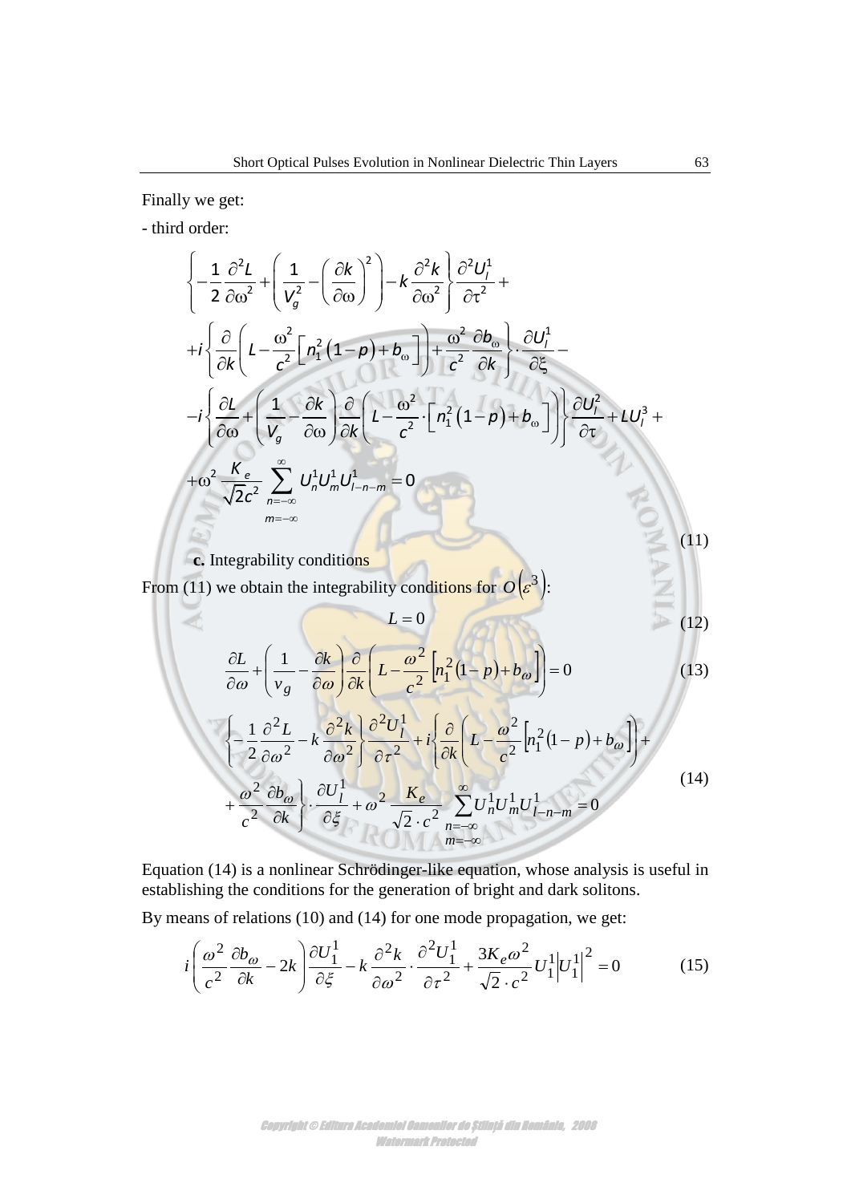Finally we get:

- third order:

$$
\left\{-\frac{1}{2}\frac{\partial^2 L}{\partial\omega^2}+\left(\frac{1}{V_g^2}-\left(\frac{\partial k}{\partial\omega}\right)^2\right)-k\frac{\partial^2 k}{\partial\omega^2}\right\}\frac{\partial^2 U_l^1}{\partial\tau^2}+
$$

$$
+i\left\{\frac{\partial}{\partial k}\left(L-\frac{\omega^2}{c^2}\left[n_1^2\left(1-p\right)+b_\omega\right]\right)+\frac{\omega^2}{c^2}\frac{\partial b_\omega}{\partial k}\right\}\cdot\frac{\partial U_l^1}{\partial\xi}-
$$

$$
-i\left\{\frac{\partial L}{\partial\omega}+\left(\frac{1}{V_g}-\frac{\partial k}{\partial\omega}\right)\frac{\partial}{\partial k}\left(L-\frac{\omega^2}{c^2}\cdot\left[n_1^2\left(1-p\right)+b_\omega\right]\right)\right\}\frac{\partial U_l^2}{\partial\tau}+LU_l^3+
$$

$$
+\omega^2\frac{K_e}{\sqrt{2}c^2}\sum_{\substack{n=-\infty\\ m=-\infty}}^{\infty}U_n^1U_m^1U_{l-n-m}^1=0 \tag{11}
$$

**c.** Integrability conditions

From (11) we obtain the integrability conditions for $O\left(\varepsilon^3\right)$:

$$
L=0 \tag{12}
$$

$$
\frac{\partial L}{\partial\omega}+\left(\frac{1}{v_g}-\frac{\partial k}{\partial\omega}\right)\frac{\partial}{\partial k}\left(L-\frac{\omega^2}{c^2}\left[n_1^2(1-p)+b_\omega\right]\right)=0 \tag{13}
$$

$$
\left\{-\frac{1}{2}\frac{\partial^2 L}{\partial\omega^2}-k\frac{\partial^2 k}{\partial\omega^2}\right\}\frac{\partial^2 U_l^1}{\partial\tau^2}+i\left\{\frac{\partial}{\partial k}\left(L-\frac{\omega^2}{c^2}\left[n_1^2(1-p)+b_\omega\right]\right)+\right.
$$

$$
\left.+\frac{\omega^2}{c^2}\frac{\partial b_\omega}{\partial k}\right\}\cdot\frac{\partial U_l^1}{\partial\xi}+\omega^2\frac{K_e}{\sqrt{2}\cdot c^2}\sum_{\substack{n=-\infty\\ m=-\infty}}^{\infty}U_n^1U_m^1U_{l-n-m}^1=0 \tag{14}
$$

Equation (14) is a nonlinear Schrödinger-like equation, whose analysis is useful in establishing the conditions for the generation of bright and dark solitons.

By means of relations (10) and (14) for one mode propagation, we get:

$$
i\left(\frac{\omega^2}{c^2}\frac{\partial b_\omega}{\partial k}-2k\right)\frac{\partial U_1^1}{\partial\xi}-k\frac{\partial^2 k}{\partial\omega^2}\cdot\frac{\partial^2 U_1^1}{\partial\tau^2}+\frac{3K_e\omega^2}{\sqrt{2}\cdot c^2}U_1^1\left|U_1^1\right|^2=0 \tag{15}
$$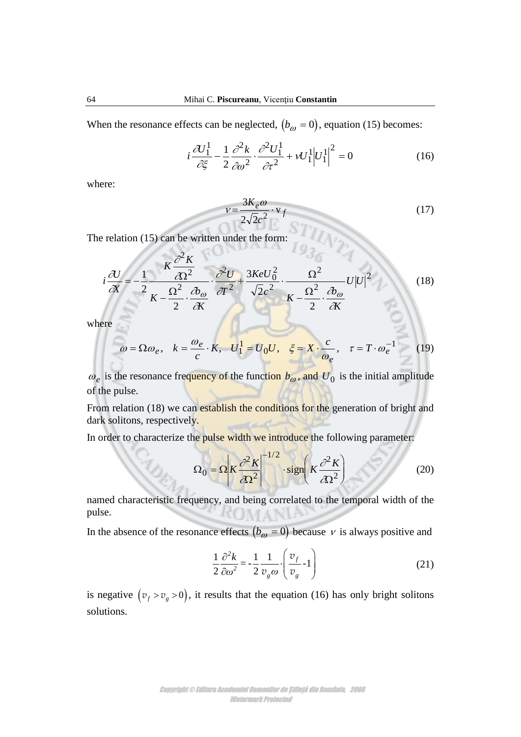When the resonance effects can be neglected, $(b_\omega = 0)$, equation (15) becomes:

$$i\frac{\partial U_1^1}{\partial \xi} - \frac{1}{2}\frac{\partial^2 k}{\partial \omega^2}\cdot\frac{\partial^2 U_1^1}{\partial \tau^2} + \nu U_1^1\left|U_1^1\right|^2 = 0 \tag{16}$$

where:

$$\nu = \frac{3K_e\omega}{2\sqrt{2}c^2}\cdot \mathrm{v}_f \tag{17}$$

The relation (15) can be written under the form:

$$i\frac{\partial U}{\partial X} = -\frac{1}{2}\frac{K\dfrac{\partial^2 K}{\partial \Omega^2}}{K - \dfrac{\Omega^2}{2}\cdot\dfrac{\partial b_\omega}{\partial K}}\cdot\frac{\partial^2 U}{\partial T^2} + \frac{3KeU_0^2}{\sqrt{2}c^2}\cdot\frac{\Omega^2}{K - \dfrac{\Omega^2}{2}\cdot\dfrac{\partial b_\omega}{\partial K}}U|U|^2 \tag{18}$$

where

$$\omega = \Omega\omega_e,\quad k = \frac{\omega_e}{c}\cdot K,\quad U_1^1 = U_0 U,\quad \xi = X\cdot\frac{c}{\omega_e},\quad \tau = T\cdot\omega_e^{-1} \tag{19}$$

$\omega_e$ is the resonance frequency of the function $b_\omega$, and $U_0$ is the initial amplitude of the pulse.

From relation (18) we can establish the conditions for the generation of bright and dark solitons, respectively.

In order to characterize the pulse width we introduce the following parameter:

$$\Omega_0 = \Omega\left|K\frac{\partial^2 K}{\partial \Omega^2}\right|^{-1/2}\cdot \mathrm{sign}\left(K\frac{\partial^2 K}{\partial \Omega^2}\right) \tag{20}$$

named characteristic frequency, and being correlated to the temporal width of the pulse.

In the absence of the resonance effects $(b_\omega = 0)$ because $\nu$ is always positive and

$$\frac{1}{2}\frac{\partial^2 k}{\partial \omega^2} = -\frac{1}{2}\frac{1}{v_g\omega}\cdot\left(\frac{v_f}{v_g} - 1\right) \tag{21}$$

is negative $(v_f > v_g > 0)$, it results that the equation (16) has only bright solitons solutions.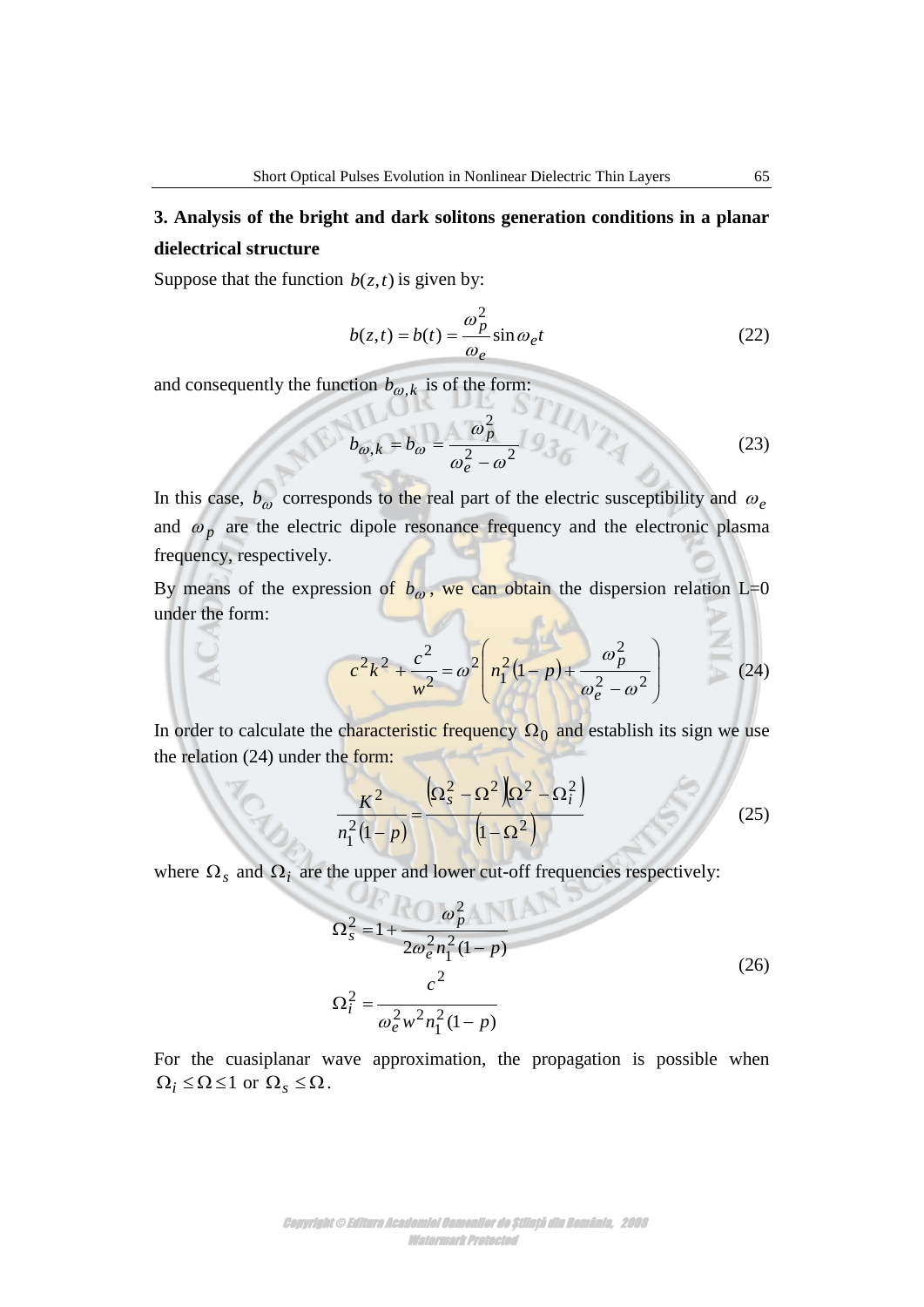## 3. Analysis of the bright and dark solitons generation conditions in a planar dielectrical structure

Suppose that the function $b(z,t)$ is given by:

$$b(z,t) = b(t) = \frac{\omega_p^2}{\omega_e} \sin \omega_e t \tag{22}$$

and consequently the function $b_{\omega,k}$ is of the form:

$$b_{\omega,k} = b_\omega = \frac{\omega_p^2}{\omega_e^2 - \omega^2} \tag{23}$$

In this case, $b_\omega$ corresponds to the real part of the electric susceptibility and $\omega_e$ and $\omega_p$ are the electric dipole resonance frequency and the electronic plasma frequency, respectively.

By means of the expression of $b_\omega$, we can obtain the dispersion relation L=0 under the form:

$$c^2 k^2 + \frac{c^2}{w^2} = \omega^2 \left( n_1^2 (1-p) + \frac{\omega_p^2}{\omega_e^2 - \omega^2} \right) \tag{24}$$

In order to calculate the characteristic frequency $\Omega_0$ and establish its sign we use the relation (24) under the form:

$$\frac{K^2}{n_1^2 (1-p)} = \frac{\left(\Omega_s^2 - \Omega^2\right)\left(\Omega^2 - \Omega_i^2\right)}{\left(1 - \Omega^2\right)} \tag{25}$$

where $\Omega_s$ and $\Omega_i$ are the upper and lower cut-off frequencies respectively:

$$\Omega_s^2 = 1 + \frac{\omega_p^2}{2\omega_e^2 n_1^2 (1-p)}$$
$$\Omega_i^2 = \frac{c^2}{\omega_e^2 w^2 n_1^2 (1-p)} \tag{26}$$

For the cuasiplanar wave approximation, the propagation is possible when $\Omega_i \leq \Omega \leq 1$ or $\Omega_s \leq \Omega$.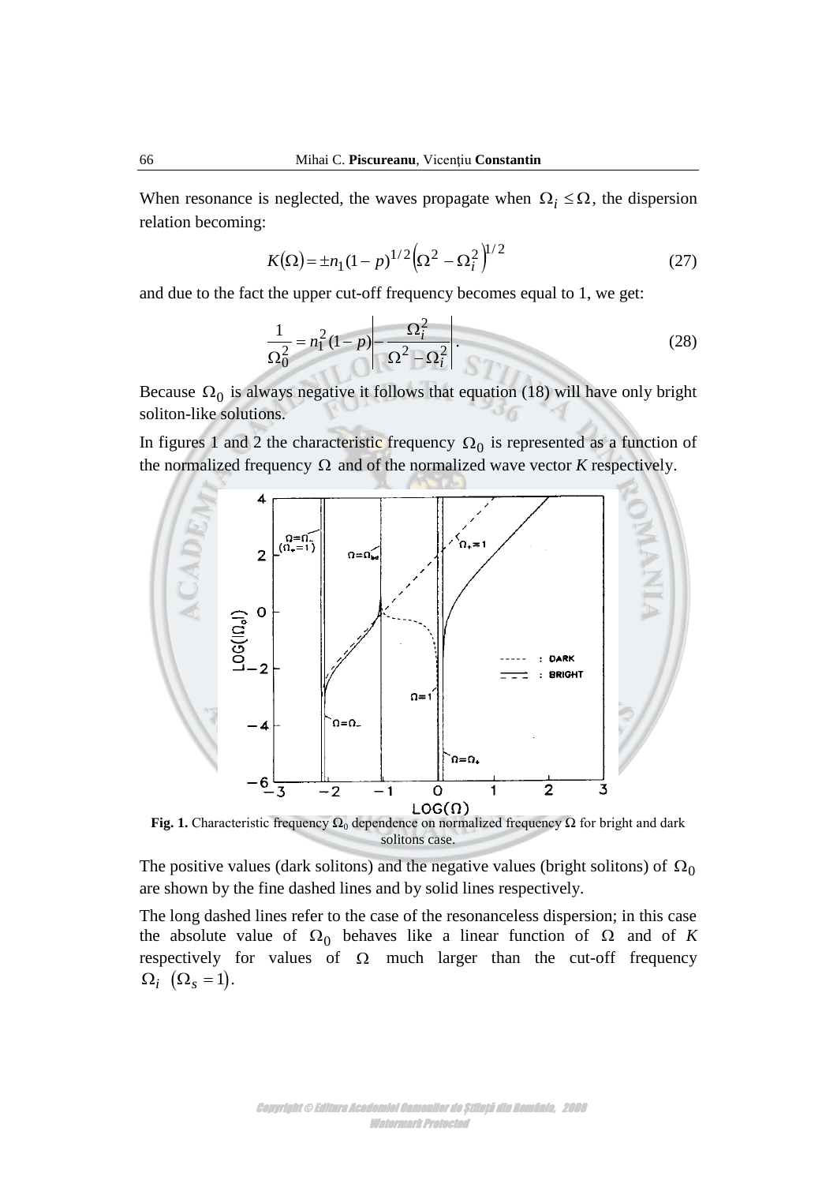When resonance is neglected, the waves propagate when $\Omega_i \leq \Omega$, the dispersion relation becoming:

$$K(\Omega) = \pm n_1 (1-p)^{1/2} \left(\Omega^2 - \Omega_i^2\right)^{1/2} \tag{27}$$

and due to the fact the upper cut-off frequency becomes equal to 1, we get:

$$\frac{1}{\Omega_0^2} = n_1^2 (1-p) \left| -\frac{\Omega_i^2}{\Omega^2 - \Omega_i^2} \right|. \tag{28}$$

Because $\Omega_0$ is always negative it follows that equation (18) will have only bright soliton-like solutions.

In figures 1 and 2 the characteristic frequency $\Omega_0$ is represented as a function of the normalized frequency $\Omega$ and of the normalized wave vector *K* respectively.

**Fig. 1.** Characteristic frequency $\Omega_0$ dependence on normalized frequency $\Omega$ for bright and dark solitons case.

The positive values (dark solitons) and the negative values (bright solitons) of $\Omega_0$ are shown by the fine dashed lines and by solid lines respectively.

The long dashed lines refer to the case of the resonanceless dispersion; in this case the absolute value of $\Omega_0$ behaves like a linear function of $\Omega$ and of *K* respectively for values of $\Omega$ much larger than the cut-off frequency $\Omega_i$ $\left(\Omega_s = 1\right)$.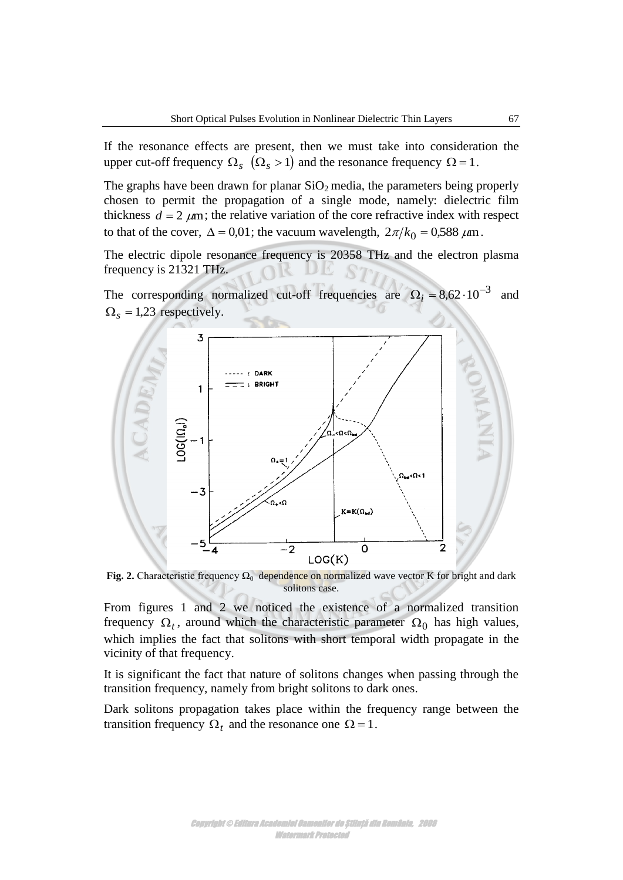If the resonance effects are present, then we must take into consideration the upper cut-off frequency $\Omega_s$ $(\Omega_s > 1)$ and the resonance frequency $\Omega = 1$.

The graphs have been drawn for planar $SiO_2$ media, the parameters being properly chosen to permit the propagation of a single mode, namely: dielectric film thickness $d = 2\ \mu\text{m}$; the relative variation of the core refractive index with respect to that of the cover, $\Delta = 0{,}01$; the vacuum wavelength, $2\pi/k_0 = 0{,}588\ \mu\text{m}$.

The electric dipole resonance frequency is 20358 THz and the electron plasma frequency is 21321 THz.

The corresponding normalized cut-off frequencies are $\Omega_i = 8{,}62 \cdot 10^{-3}$ and $\Omega_s = 1{,}23$ respectively.

**Fig. 2.** Characteristic frequency $\Omega_0$ dependence on normalized wave vector K for bright and dark solitons case.

From figures 1 and 2 we noticed the existence of a normalized transition frequency $\Omega_t$, around which the characteristic parameter $\Omega_0$ has high values, which implies the fact that solitons with short temporal width propagate in the vicinity of that frequency.

It is significant the fact that nature of solitons changes when passing through the transition frequency, namely from bright solitons to dark ones.

Dark solitons propagation takes place within the frequency range between the transition frequency $\Omega_t$ and the resonance one $\Omega = 1$.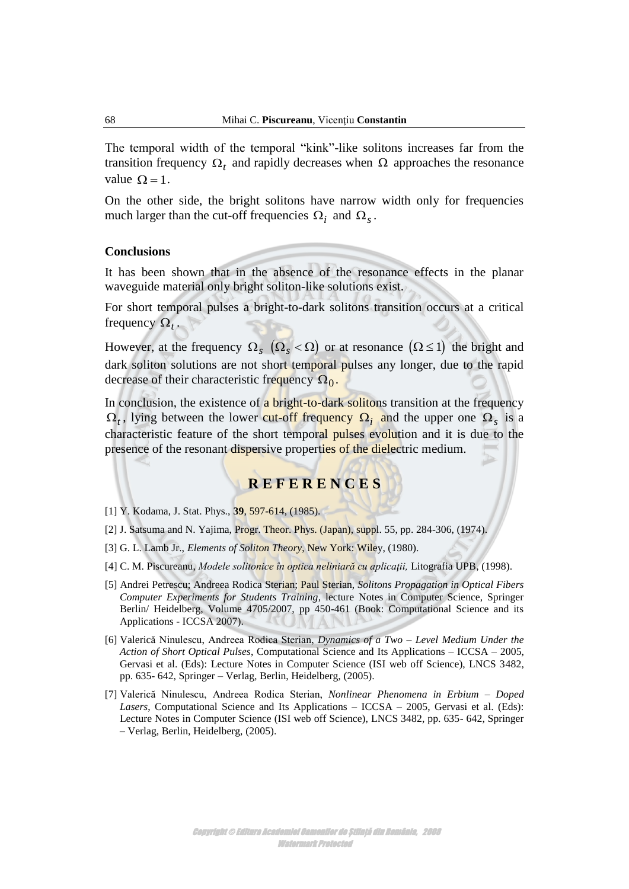The temporal width of the temporal "kink"-like solitons increases far from the transition frequency $\Omega_t$ and rapidly decreases when $\Omega$ approaches the resonance value $\Omega = 1$.

On the other side, the bright solitons have narrow width only for frequencies much larger than the cut-off frequencies $\Omega_i$ and $\Omega_s$.

## Conclusions

It has been shown that in the absence of the resonance effects in the planar waveguide material only bright soliton-like solutions exist.

For short temporal pulses a bright-to-dark solitons transition occurs at a critical frequency $\Omega_t$.

However, at the frequency $\Omega_s$ $(\Omega_s < \Omega)$ or at resonance $(\Omega \leq 1)$ the bright and dark soliton solutions are not short temporal pulses any longer, due to the rapid decrease of their characteristic frequency $\Omega_0$.

In conclusion, the existence of a bright-to-dark solitons transition at the frequency $\Omega_t$, lying between the lower cut-off frequency $\Omega_i$ and the upper one $\Omega_s$ is a characteristic feature of the short temporal pulses evolution and it is due to the presence of the resonant dispersive properties of the dielectric medium.

## REFERENCES

[1] Y. Kodama, J. Stat. Phys., **39**, 597-614, (1985).

[2] J. Satsuma and N. Yajima, Progr. Theor. Phys. (Japan), suppl. 55, pp. 284-306, (1974).

[3] G. L. Lamb Jr., *Elements of Soliton Theory*, New York: Wiley, (1980).

[4] C. M. Piscureanu, *Modele solitonice în optica neliniară cu aplicații,* Litografia UPB, (1998).

[5] Andrei Petrescu; Andreea Rodica Sterian; Paul Sterian, *Solitons Propagation in Optical Fibers Computer Experiments for Students Training*, lecture Notes in Computer Science, Springer Berlin/ Heidelberg, Volume 4705/2007, pp 450-461 (Book: Computational Science and its Applications - ICCSA 2007).

[6] Valerică Ninulescu, Andreea Rodica Sterian, *Dynamics of a Two – Level Medium Under the Action of Short Optical Pulses*, Computational Science and Its Applications – ICCSA – 2005, Gervasi et al. (Eds): Lecture Notes in Computer Science (ISI web off Science), LNCS 3482, pp. 635- 642, Springer – Verlag, Berlin, Heidelberg, (2005).

[7] Valerică Ninulescu, Andreea Rodica Sterian, *Nonlinear Phenomena in Erbium – Doped Lasers*, Computational Science and Its Applications – ICCSA – 2005, Gervasi et al. (Eds): Lecture Notes in Computer Science (ISI web off Science), LNCS 3482, pp. 635- 642, Springer – Verlag, Berlin, Heidelberg, (2005).